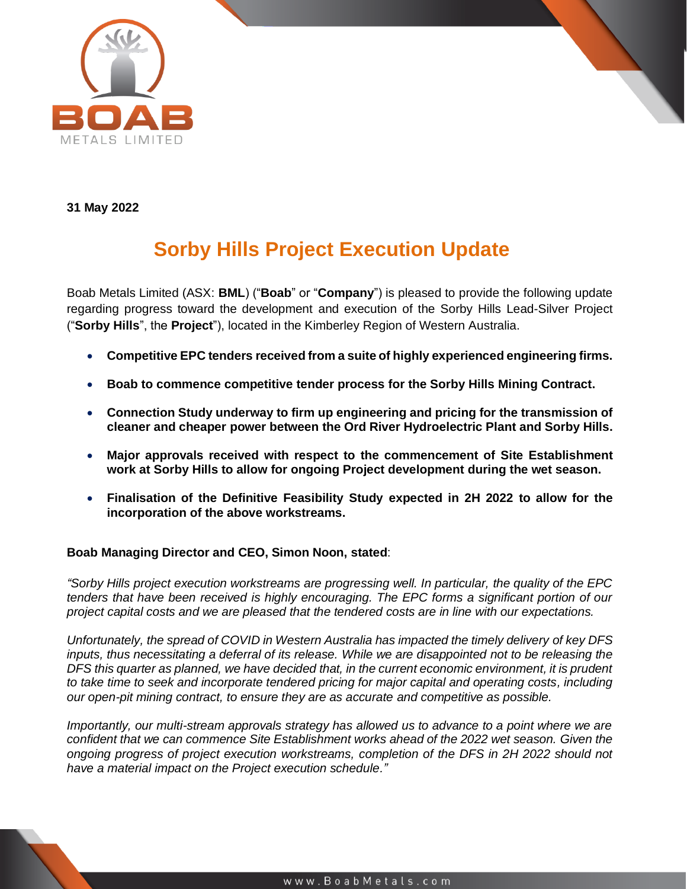**31 May 2022**

# Sorby Hills Project Execution Update

Boab Metals Limited (ASX: **BML**) ("**Boab**" or "**Company**") is pleased to provide the following update regarding progress toward the development and execution of the Sorby Hills Lead-Silver Project ("**Sorby Hills**", the **Project**"), located in the Kimberley Region of Western Australia.

- **Competitive EPC tenders received from a suite of highly experienced engineering firms.**
- **Boab to commence competitive tender process for the Sorby Hills Mining Contract.**
- **Connection Study underway to firm up engineering and pricing for the transmission of cleaner and cheaper power between the Ord River Hydroelectric Plant and Sorby Hills.**
- **Major approvals received with respect to the commencement of Site Establishment work at Sorby Hills to allow for ongoing Project development during the wet season.**
- **Finalisation of the Definitive Feasibility Study expected in 2H 2022 to allow for the incorporation of the above workstreams.**

**Boab Managing Director and CEO, Simon Noon, stated**:

*"Sorby Hills project execution workstreams are progressing well. In particular, the quality of the EPC tenders that have been received is highly encouraging. The EPC forms a significant portion of our project capital costs and we are pleased that the tendered costs are in line with our expectations.*

*Unfortunately, the spread of COVID in Western Australia has impacted the timely delivery of key DFS inputs, thus necessitating a deferral of its release. While we are disappointed not to be releasing the DFS this quarter as planned, we have decided that, in the current economic environment, it is prudent to take time to seek and incorporate tendered pricing for major capital and operating costs, including our open-pit mining contract, to ensure they are as accurate and competitive as possible.*

*Importantly, our multi-stream approvals strategy has allowed us to advance to a point where we are confident that we can commence Site Establishment works ahead of the 2022 wet season. Given the ongoing progress of project execution workstreams, completion of the DFS in 2H 2022 should not have a material impact on the Project execution schedule."*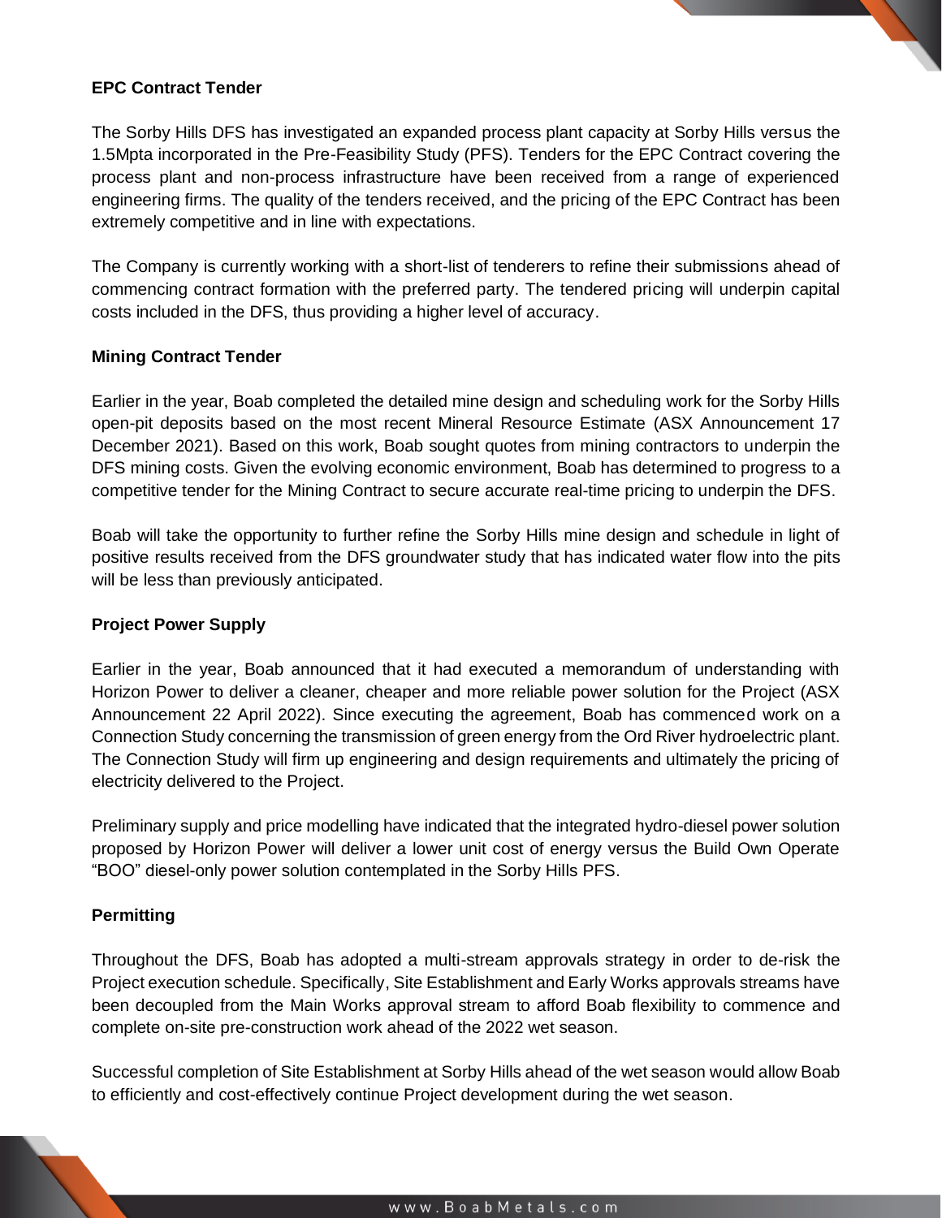## EPC Contract Tender

The Sorby Hills DFS has investigated an expanded process plant capacity at Sorby Hills versus the 1.5Mpta incorporated in the Pre-Feasibility Study (PFS). Tenders for the EPC Contract covering the process plant and non-process infrastructure have been received from a range of experienced engineering firms. The quality of the tenders received, and the pricing of the EPC Contract has been extremely competitive and in line with expectations.

The Company is currently working with a short-list of tenderers to refine their submissions ahead of commencing contract formation with the preferred party. The tendered pricing will underpin capital costs included in the DFS, thus providing a higher level of accuracy.

## Mining Contract Tender

Earlier in the year, Boab completed the detailed mine design and scheduling work for the Sorby Hills open-pit deposits based on the most recent Mineral Resource Estimate (ASX Announcement 17 December 2021). Based on this work, Boab sought quotes from mining contractors to underpin the DFS mining costs. Given the evolving economic environment, Boab has determined to progress to a competitive tender for the Mining Contract to secure accurate real-time pricing to underpin the DFS.

Boab will take the opportunity to further refine the Sorby Hills mine design and schedule in light of positive results received from the DFS groundwater study that has indicated water flow into the pits will be less than previously anticipated.

## Project Power Supply

Earlier in the year, Boab announced that it had executed a memorandum of understanding with Horizon Power to deliver a cleaner, cheaper and more reliable power solution for the Project (ASX Announcement 22 April 2022). Since executing the agreement, Boab has commenced work on a Connection Study concerning the transmission of green energy from the Ord River hydroelectric plant. The Connection Study will firm up engineering and design requirements and ultimately the pricing of electricity delivered to the Project.

Preliminary supply and price modelling have indicated that the integrated hydro-diesel power solution proposed by Horizon Power will deliver a lower unit cost of energy versus the Build Own Operate "BOO" diesel-only power solution contemplated in the Sorby Hills PFS.

## Permitting

Throughout the DFS, Boab has adopted a multi-stream approvals strategy in order to de-risk the Project execution schedule. Specifically, Site Establishment and Early Works approvals streams have been decoupled from the Main Works approval stream to afford Boab flexibility to commence and complete on-site pre-construction work ahead of the 2022 wet season.

Successful completion of Site Establishment at Sorby Hills ahead of the wet season would allow Boab to efficiently and cost-effectively continue Project development during the wet season.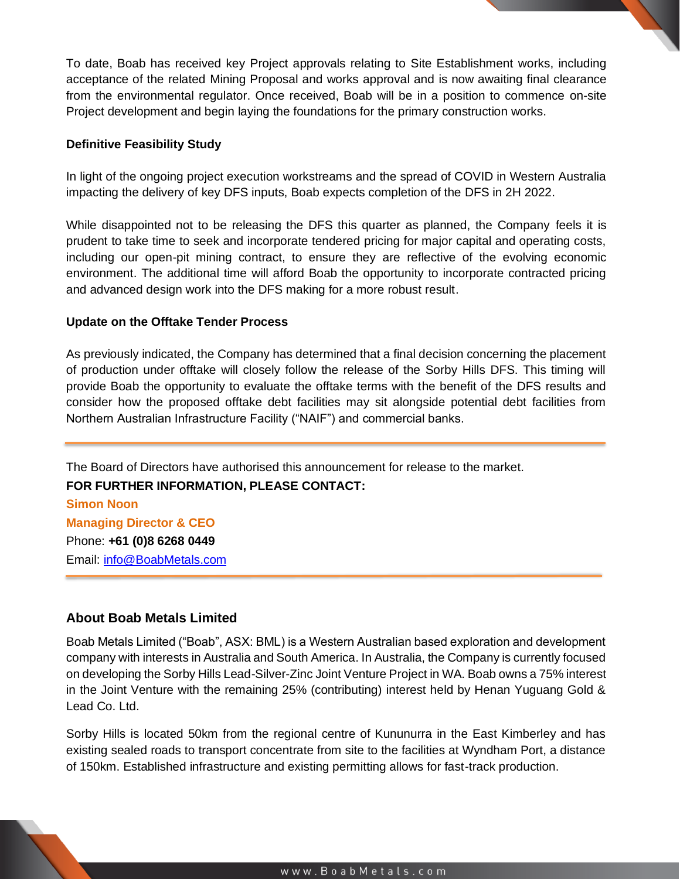To date, Boab has received key Project approvals relating to Site Establishment works, including acceptance of the related Mining Proposal and works approval and is now awaiting final clearance from the environmental regulator. Once received, Boab will be in a position to commence on-site Project development and begin laying the foundations for the primary construction works.

**Definitive Feasibility Study**

In light of the ongoing project execution workstreams and the spread of COVID in Western Australia impacting the delivery of key DFS inputs, Boab expects completion of the DFS in 2H 2022.

While disappointed not to be releasing the DFS this quarter as planned, the Company feels it is prudent to take time to seek and incorporate tendered pricing for major capital and operating costs, including our open-pit mining contract, to ensure they are reflective of the evolving economic environment. The additional time will afford Boab the opportunity to incorporate contracted pricing and advanced design work into the DFS making for a more robust result.

**Update on the Offtake Tender Process**

As previously indicated, the Company has determined that a final decision concerning the placement of production under offtake will closely follow the release of the Sorby Hills DFS. This timing will provide Boab the opportunity to evaluate the offtake terms with the benefit of the DFS results and consider how the proposed offtake debt facilities may sit alongside potential debt facilities from Northern Australian Infrastructure Facility ("NAIF") and commercial banks.

---

The Board of Directors have authorised this announcement for release to the market.

**FOR FURTHER INFORMATION, PLEASE CONTACT:**

**Simon Noon**
**Managing Director & CEO**
Phone: **+61 (0)8 6268 0449**
Email: info@BoabMetals.com

---

## About Boab Metals Limited

Boab Metals Limited ("Boab", ASX: BML) is a Western Australian based exploration and development company with interests in Australia and South America. In Australia, the Company is currently focused on developing the Sorby Hills Lead-Silver-Zinc Joint Venture Project in WA. Boab owns a 75% interest in the Joint Venture with the remaining 25% (contributing) interest held by Henan Yuguang Gold & Lead Co. Ltd.

Sorby Hills is located 50km from the regional centre of Kununurra in the East Kimberley and has existing sealed roads to transport concentrate from site to the facilities at Wyndham Port, a distance of 150km. Established infrastructure and existing permitting allows for fast-track production.